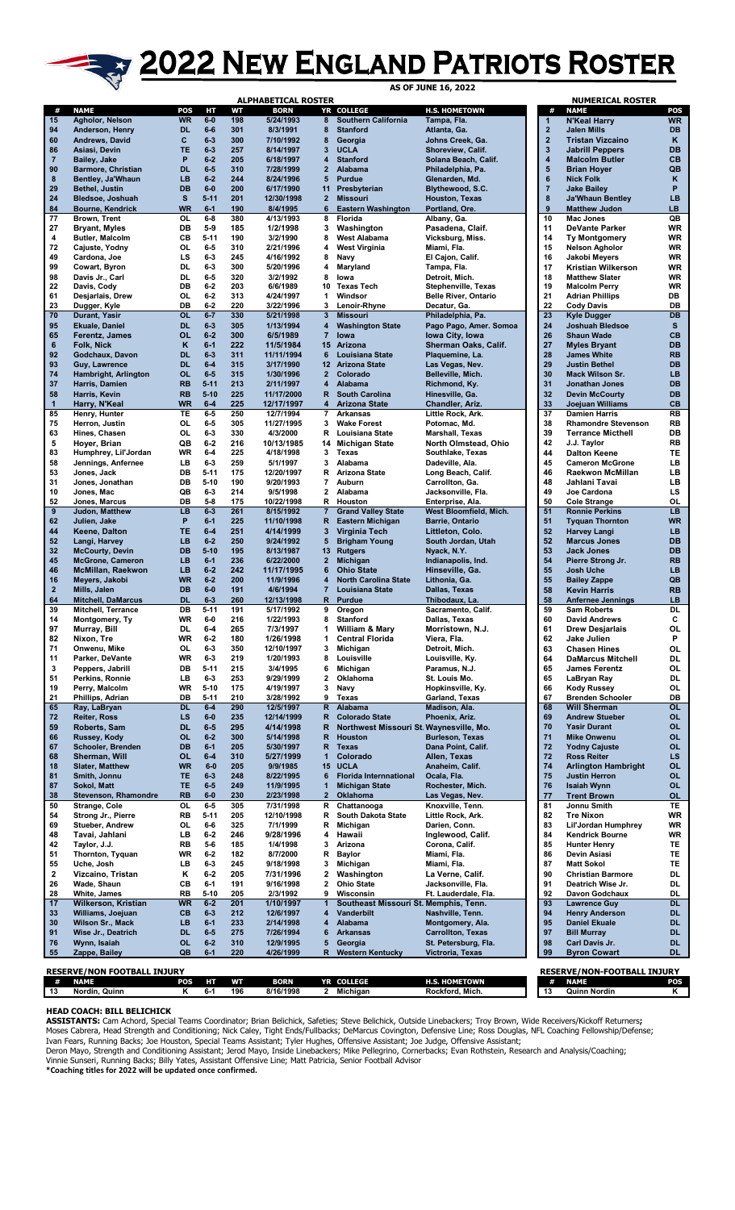# 2022 New England Patriots Roster

AS OF JUNE 16, 2022

## ALPHABETICAL ROSTER

| # | NAME | POS | HT | WT | BORN | YR | COLLEGE | H.S. HOMETOWN |
|---|---|---|---|---|---|---|---|---|
| 15 | Agholor, Nelson | WR | 6-0 | 198 | 5/24/1993 | 8 | Southern California | Tampa, Fla. |
| 94 | Anderson, Henry | DL | 6-6 | 301 | 8/3/1991 | 8 | Stanford | Atlanta, Ga. |
| 60 | Andrews, David | C | 6-3 | 300 | 7/10/1992 | 8 | Georgia | Johns Creek, Ga. |
| 86 | Asiasi, Devin | TE | 6-3 | 257 | 8/14/1997 | 3 | UCLA | Shoreview, Calif. |
| 7 | Bailey, Jake | P | 6-2 | 205 | 6/18/1997 | 4 | Stanford | Solana Beach, Calif. |
| 90 | Barmore, Christian | DL | 6-5 | 310 | 7/28/1999 | 2 | Alabama | Philadelphia, Pa. |
| 8 | Bentley, Ja'Whaun | LB | 6-2 | 244 | 8/24/1996 | 5 | Purdue | Glenarden, Md. |
| 29 | Bethel, Justin | DB | 6-0 | 200 | 6/17/1990 | 11 | Presbyterian | Blythewood, S.C. |
| 24 | Bledsoe, Joshuah | S | 5-11 | 201 | 12/30/1998 | 2 | Missouri | Houston, Texas |
| 84 | Bourne, Kendrick | WR | 6-1 | 190 | 8/4/1995 | 6 | Eastern Washington | Portland, Ore. |
| 77 | Brown, Trent | OL | 6-8 | 380 | 4/13/1993 | 8 | Florida | Albany, Ga. |
| 27 | Bryant, Myles | DB | 5-9 | 185 | 1/2/1998 | 3 | Washington | Pasadena, Claif. |
| 4 | Butler, Malcolm | CB | 5-11 | 190 | 3/2/1990 | 8 | West Alabama | Vicksburg, Miss. |
| 72 | Cajuste, Yodny | OL | 6-5 | 310 | 2/21/1996 | 4 | West Virginia | Miami, Fla. |
| 49 | Cardona, Joe | LS | 6-3 | 245 | 4/16/1992 | 8 | Navy | El Cajon, Calif. |
| 99 | Cowart, Byron | DL | 6-3 | 300 | 5/20/1996 | 4 | Maryland | Tampa, Fla. |
| 98 | Davis Jr., Carl | DL | 6-5 | 320 | 3/2/1992 | 8 | Iowa | Detroit, Mich. |
| 22 | Davis, Cody | DB | 6-2 | 203 | 6/6/1989 | 10 | Texas Tech | Stephenville, Texas |
| 61 | Desjarlais, Drew | OL | 6-2 | 313 | 4/24/1997 | 1 | Windsor | Belle River, Ontario |
| 23 | Dugger, Kyle | DB | 6-2 | 220 | 3/22/1996 | 3 | Lenoir-Rhyne | Decatur, Ga. |
| 70 | Durant, Yasir | OL | 6-7 | 330 | 5/21/1998 | 3 | Missouri | Philadelphia, Pa. |
| 95 | Ekuale, Daniel | DL | 6-3 | 305 | 1/13/1994 | 4 | Washington State | Pago Pago, Amer. Somoa |
| 65 | Ferentz, James | OL | 6-2 | 300 | 6/5/1989 | 7 | Iowa | Iowa City, Iowa |
| 6 | Folk, Nick | K | 6-1 | 222 | 11/5/1984 | 15 | Arizona | Sherman Oaks, Calif. |
| 92 | Godchaux, Davon | DL | 6-3 | 311 | 11/11/1994 | 6 | Louisiana State | Plaquemine, La. |
| 93 | Guy, Lawrence | DL | 6-4 | 315 | 3/17/1990 | 12 | Arizona State | Las Vegas, Nev. |
| 74 | Hambright, Arlington | OL | 6-5 | 315 | 1/30/1996 | 2 | Colorado | Belleville, Mich. |
| 37 | Harris, Damien | RB | 5-11 | 213 | 2/11/1997 | 4 | Alabama | Richmond, Ky. |
| 58 | Harris, Kevin | RB | 5-10 | 225 | 11/17/2000 | R | South Carolina | Hinesville, Ga. |
| 1 | Harry, N'Keal | WR | 6-4 | 225 | 12/17/1997 | 4 | Arizona State | Chandler, Ariz. |
| 85 | Henry, Hunter | TE | 6-5 | 250 | 12/7/1994 | 7 | Arkansas | Little Rock, Ark. |
| 75 | Herron, Justin | OL | 6-5 | 305 | 11/27/1995 | 3 | Wake Forest | Potomac, Md. |
| 63 | Hines, Chasen | OL | 6-3 | 330 | 4/3/2000 | R | Louisiana State | Marshall, Texas |
| 5 | Hoyer, Brian | QB | 6-2 | 216 | 10/13/1985 | 14 | Michigan State | North Olmstead, Ohio |
| 83 | Humphrey, Lil'Jordan | WR | 6-4 | 225 | 4/18/1998 | 3 | Texas | Southlake, Texas |
| 58 | Jennings, Anfernee | LB | 6-3 | 259 | 5/1/1997 | 3 | Alabama | Dadeville, Ala. |
| 53 | Jones, Jack | DB | 5-11 | 175 | 12/20/1997 | R | Arizona State | Long Beach, Calif. |
| 31 | Jones, Jonathan | DB | 5-10 | 190 | 9/20/1993 | 7 | Auburn | Carrollton, Ga. |
| 10 | Jones, Mac | QB | 6-3 | 214 | 9/5/1998 | 2 | Alabama | Jacksonville, Fla. |
| 52 | Jones, Marcus | DB | 5-8 | 175 | 10/22/1998 | R | Houston | Enterprise, Ala. |
| 9 | Judon, Matthew | LB | 6-3 | 261 | 8/15/1992 | 7 | Grand Valley State | West Bloomfield, Mich. |
| 62 | Julien, Jake | P | 6-1 | 225 | 11/10/1998 | R | Eastern Michigan | Barrie, Ontario |
| 44 | Keene, Dalton | TE | 6-4 | 251 | 4/14/1999 | 3 | Virginia Tech | Littleton, Colo. |
| 52 | Langi, Harvey | LB | 6-2 | 250 | 9/24/1992 | 5 | Brigham Young | South Jordan, Utah |
| 32 | McCourty, Devin | DB | 5-10 | 195 | 8/13/1987 | 13 | Rutgers | Nyack, N.Y. |
| 45 | McGrone, Cameron | LB | 6-1 | 236 | 6/22/2000 | 2 | Michigan | Indianapolis, Ind. |
| 46 | McMillan, Raekwon | LB | 6-2 | 242 | 11/17/1995 | 6 | Ohio State | Hinseville, Ga. |
| 16 | Meyers, Jakobi | WR | 6-2 | 200 | 11/9/1996 | 4 | North Carolina State | Lithonia, Ga. |
| 2 | Mills, Jalen | DB | 6-0 | 191 | 4/6/1994 | 7 | Louisiana State | Dallas, Texas |
| 64 | Mitchell, DaMarcus | DL | 6-3 | 260 | 12/13/1998 | R | Purdue | Thibodaux, La. |
| 39 | Mitchell, Terrance | DB | 5-11 | 191 | 5/17/1992 | 9 | Oregon | Sacramento, Calif. |
| 14 | Montgomery, Ty | WR | 6-0 | 216 | 1/22/1993 | 8 | Stanford | Dallas, Texas |
| 97 | Murray, Bill | DL | 6-4 | 265 | 7/3/1997 | 1 | William & Mary | Morristown, N.J. |
| 82 | Nixon, Tre | WR | 6-2 | 180 | 1/26/1998 | 1 | Central Florida | Viera, Fla. |
| 71 | Onwenu, Mike | OL | 6-3 | 350 | 12/10/1997 | 3 | Michigan | Detroit, Mich. |
| 11 | Parker, DeVante | WR | 6-3 | 219 | 1/20/1993 | 8 | Louisville | Louisville, Ky. |
| 3 | Peppers, Jabrill | DB | 5-11 | 215 | 3/4/1995 | 6 | Michigan | Paramus, N.J. |
| 51 | Perkins, Ronnie | LB | 6-3 | 253 | 9/29/1999 | 2 | Oklahoma | St. Louis Mo. |
| 19 | Perry, Malcolm | WR | 5-10 | 175 | 4/19/1997 | 3 | Navy | Hopkinsville, Ky. |
| 21 | Phillips, Adrian | DB | 5-11 | 210 | 3/28/1992 | 9 | Texas | Garland, Texas |
| 65 | Ray, LaBryan | DL | 6-4 | 290 | 12/5/1997 | R | Alabama | Madison, Ala. |
| 72 | Reiter, Ross | LS | 6-0 | 235 | 12/14/1999 | R | Colorado State | Phoenix, Ariz. |
| 59 | Roberts, Sam | DL | 6-5 | 295 | 4/14/1998 | R | Northwest Missouri St. | Waynesville, Mo. |
| 66 | Russey, Kody | OL | 6-2 | 300 | 5/14/1998 | R | Houston | Burleson, Texas |
| 67 | Schooler, Brenden | DB | 6-1 | 205 | 5/30/1997 | R | Texas | Dana Point, Calif. |
| 68 | Sherman, Will | OL | 6-4 | 310 | 5/27/1999 | 1 | Colorado | Allen, Texas |
| 18 | Slater, Matthew | WR | 6-0 | 205 | 9/9/1985 | 15 | UCLA | Anaheim, Calif. |
| 81 | Smith, Jonnu | TE | 6-3 | 248 | 8/22/1995 | 6 | Florida Internnational | Ocala, Fla. |
| 87 | Sokol, Matt | TE | 6-5 | 249 | 11/9/1995 | 1 | Michigan State | Rochester, Mich. |
| 38 | Stevenson, Rhamondre | RB | 6-0 | 230 | 2/23/1998 | 2 | Oklahoma | Las Vegas, Nev. |
| 50 | Strange, Cole | OL | 6-5 | 305 | 7/31/1998 | R | Chattanooga | Knoxville, Tenn. |
| 54 | Strong Jr., Pierre | RB | 5-11 | 205 | 12/10/1998 | R | South Dakota State | Little Rock, Ark. |
| 69 | Stueber, Andrew | OL | 6-6 | 325 | 7/1/1999 | R | Michigan | Darien, Conn. |
| 48 | Tavai, Jahlani | LB | 6-2 | 246 | 9/28/1996 | 4 | Hawaii | Inglewood, Calif. |
| 42 | Taylor, J.J. | RB | 5-6 | 185 | 1/4/1998 | 3 | Arizona | Corona, Calif. |
| 51 | Thornton, Tyquan | WR | 6-2 | 182 | 8/7/2000 | R | Baylor | Miami, Fla. |
| 55 | Uche, Josh | LB | 6-3 | 245 | 9/18/1998 | 3 | Michigan | Miami, Fla. |
| 2 | Vizcaino, Tristan | K | 6-2 | 205 | 7/31/1996 | 2 | Washington | La Verne, Calif. |
| 26 | Wade, Shaun | CB | 6-1 | 191 | 9/16/1998 | 2 | Ohio State | Jacksonville, Fla. |
| 28 | White, James | RB | 5-10 | 205 | 2/3/1992 | 9 | Wisconsin | Ft. Lauderdale, Fla. |
| 17 | Wilkerson, Kristian | WR | 6-2 | 201 | 1/10/1997 | 1 | Southeast Missouri St. | Memphis, Tenn. |
| 33 | Williams, Joejuan | CB | 6-3 | 212 | 12/6/1997 | 4 | Vanderbilt | Nashville, Tenn. |
| 30 | Wilson Sr., Mack | LB | 6-1 | 233 | 2/14/1998 | 4 | Alabama | Montgomery, Ala. |
| 91 | Wise Jr., Deatrich | DL | 6-5 | 275 | 7/26/1994 | 6 | Arkansas | Carrollton, Texas |
| 76 | Wynn, Isaiah | OL | 6-2 | 310 | 12/9/1995 | 5 | Georgia | St. Petersburg, Fla. |
| 55 | Zappe, Bailey | QB | 6-1 | 220 | 4/26/1999 | R | Western Kentucky | Victroria, Texas |

## NUMERICAL ROSTER

| # | NAME | POS |
|---|---|---|
| 1 | N'Keal Harry | WR |
| 2 | Jalen Mills | DB |
| 2 | Tristan Vizcaino | K |
| 3 | Jabrill Peppers | DB |
| 4 | Malcolm Butler | CB |
| 5 | Brian Hoyer | QB |
| 6 | Nick Folk | K |
| 7 | Jake Bailey | P |
| 8 | Ja'Whaun Bentley | LB |
| 9 | Matthew Judon | LB |
| 10 | Mac Jones | QB |
| 11 | DeVante Parker | WR |
| 14 | Ty Montgomery | WR |
| 15 | Nelson Agholor | WR |
| 16 | Jakobi Meyers | WR |
| 17 | Kristian Wilkerson | WR |
| 18 | Matthew Slater | WR |
| 19 | Malcolm Perry | WR |
| 21 | Adrian Phillips | DB |
| 22 | Cody Davis | DB |
| 23 | Kyle Dugger | DB |
| 24 | Joshuah Bledsoe | S |
| 26 | Shaun Wade | CB |
| 27 | Myles Bryant | DB |
| 28 | James White | RB |
| 29 | Justin Bethel | DB |
| 30 | Mack Wilson Sr. | LB |
| 31 | Jonathan Jones | DB |
| 32 | Devin McCourty | DB |
| 33 | Joejuan Williams | CB |
| 37 | Damien Harris | RB |
| 38 | Rhamondre Stevenson | RB |
| 39 | Terrance Micthell | DB |
| 42 | J.J. Taylor | RB |
| 44 | Dalton Keene | TE |
| 45 | Cameron McGrone | LB |
| 46 | Raekwon McMillan | LB |
| 48 | Jahlani Tavai | LB |
| 49 | Joe Cardona | LS |
| 50 | Cole Strange | OL |
| 51 | Ronnie Perkins | LB |
| 51 | Tyquan Thornton | WR |
| 52 | Harvey Langi | LB |
| 52 | Marcus Jones | DB |
| 53 | Jack Jones | DB |
| 54 | Pierre Strong Jr. | RB |
| 55 | Josh Uche | LB |
| 55 | Bailey Zappe | QB |
| 58 | Kevin Harris | RB |
| 58 | Anfernee Jennings | LB |
| 59 | Sam Roberts | DL |
| 60 | David Andrews | C |
| 61 | Drew Desjarlais | OL |
| 62 | Jake Julien | P |
| 63 | Chasen Hines | OL |
| 64 | DaMarcus Mitchell | DL |
| 65 | James Ferentz | OL |
| 65 | LaBryan Ray | DL |
| 66 | Kody Russey | OL |
| 67 | Brenden Schooler | DB |
| 68 | Will Sherman | OL |
| 69 | Andrew Stueber | OL |
| 70 | Yasir Durant | OL |
| 71 | Mike Onwenu | OL |
| 72 | Yodny Cajuste | OL |
| 72 | Ross Reiter | LS |
| 74 | Arlington Hambright | OL |
| 75 | Justin Herron | OL |
| 76 | Isaiah Wynn | OL |
| 77 | Trent Brown | OL |
| 81 | Jonnu Smith | TE |
| 82 | Tre Nixon | WR |
| 83 | Lil'Jordan Humphrey | WR |
| 84 | Kendrick Bourne | WR |
| 85 | Hunter Henry | TE |
| 86 | Devin Asiasi | TE |
| 87 | Matt Sokol | TE |
| 90 | Christian Barmore | DL |
| 91 | Deatrich Wise Jr. | DL |
| 92 | Davon Godchaux | DL |
| 93 | Lawrence Guy | DL |
| 94 | Henry Anderson | DL |
| 95 | Daniel Ekuale | DL |
| 97 | Bill Murray | DL |
| 98 | Carl Davis Jr. | DL |
| 99 | Byron Cowart | DL |

## RESERVE/NON FOOTBALL INJURY

| # | NAME | POS | HT | WT | BORN | YR | COLLEGE | H.S. HOMETOWN |
|---|---|---|---|---|---|---|---|---|
| 13 | Nordin, Quinn | K | 6-1 | 196 | 8/16/1998 | 2 | Michigan | Rockford, Mich. |

## RESERVE/NON-FOOTBALL INJURY

| # | NAME | POS |
|---|---|---|
| 13 | Quinn Nordin | K |

**HEAD COACH: BILL BELICHICK**

**ASSISTANTS:** Cam Achord, Special Teams Coordinator; Brian Belichick, Safeties; Steve Belichick, Outside Linebackers; Troy Brown, Wide Receivers/Kickoff Returners**;** Moses Cabrera, Head Strength and Conditioning; Nick Caley, Tight Ends/Fullbacks; DeMarcus Covington, Defensive Line; Ross Douglas, NFL Coaching Fellowship/Defense; Ivan Fears, Running Backs; Joe Houston, Special Teams Assistant; Tyler Hughes, Offensive Assistant; Joe Judge, Offensive Assistant; Deron Mayo, Strength and Conditioning Assistant; Jerod Mayo, Inside Linebackers; Mike Pellegrino, Cornerbacks; Evan Rothstein, Research and Analysis/Coaching; Vinnie Sunseri, Running Backs; Billy Yates, Assistant Offensive Line; Matt Patricia, Senior Football Advisor

**\*Coaching titles for 2022 will be updated once confirmed.**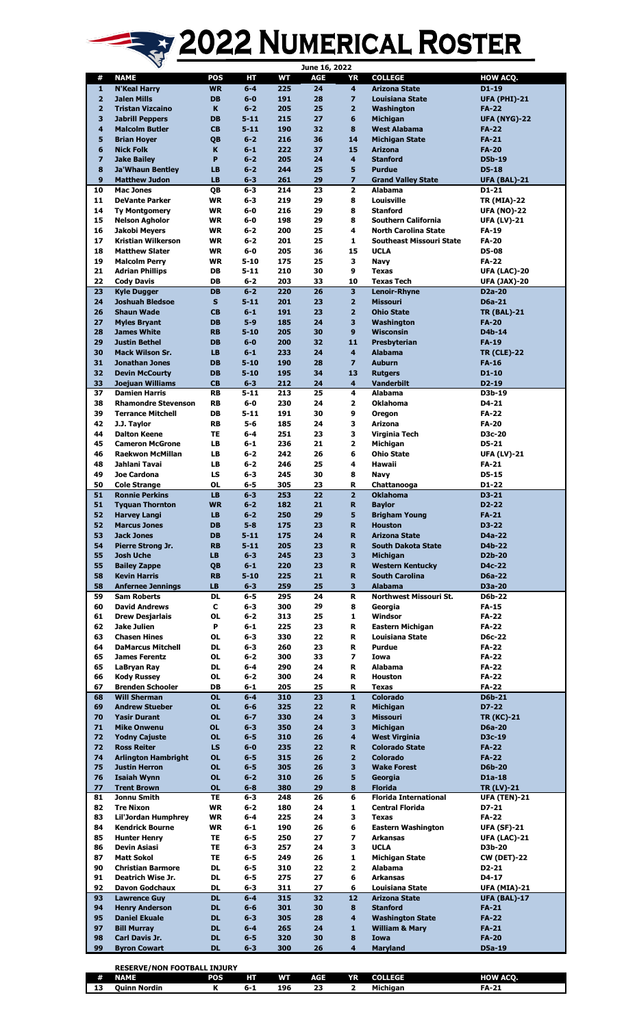# 2022 Numerical Roster

June 16, 2022

| # | NAME | POS | HT | WT | AGE | YR | COLLEGE | HOW ACQ. |
|---|---|---|---|---|---|---|---|---|
| 1 | N'Keal Harry | WR | 6-4 | 225 | 24 | 4 | Arizona State | D1-19 |
| 2 | Jalen Mills | DB | 6-0 | 191 | 28 | 7 | Louisiana State | UFA (PHI)-21 |
| 2 | Tristan Vizcaino | K | 6-2 | 205 | 25 | 2 | Washington | FA-22 |
| 3 | Jabrill Peppers | DB | 5-11 | 215 | 27 | 6 | Michigan | UFA (NYG)-22 |
| 4 | Malcolm Butler | CB | 5-11 | 190 | 32 | 8 | West Alabama | FA-22 |
| 5 | Brian Hoyer | QB | 6-2 | 216 | 36 | 14 | Michigan State | FA-21 |
| 6 | Nick Folk | K | 6-1 | 222 | 37 | 15 | Arizona | FA-20 |
| 7 | Jake Bailey | P | 6-2 | 205 | 24 | 4 | Stanford | D5b-19 |
| 8 | Ja'Whaun Bentley | LB | 6-2 | 244 | 25 | 5 | Purdue | D5-18 |
| 9 | Matthew Judon | LB | 6-3 | 261 | 29 | 7 | Grand Valley State | UFA (BAL)-21 |
| 10 | Mac Jones | QB | 6-3 | 214 | 23 | 2 | Alabama | D1-21 |
| 11 | DeVante Parker | WR | 6-3 | 219 | 29 | 8 | Louisville | TR (MIA)-22 |
| 14 | Ty Montgomery | WR | 6-0 | 216 | 29 | 8 | Stanford | UFA (NO)-22 |
| 15 | Nelson Agholor | WR | 6-0 | 198 | 29 | 8 | Southern California | UFA (LV)-21 |
| 16 | Jakobi Meyers | WR | 6-2 | 200 | 25 | 4 | North Carolina State | FA-19 |
| 17 | Kristian Wilkerson | WR | 6-2 | 201 | 25 | 1 | Southeast Missouri State | FA-20 |
| 18 | Matthew Slater | WR | 6-0 | 205 | 36 | 15 | UCLA | D5-08 |
| 19 | Malcolm Perry | WR | 5-10 | 175 | 25 | 3 | Navy | FA-22 |
| 21 | Adrian Phillips | DB | 5-11 | 210 | 30 | 9 | Texas | UFA (LAC)-20 |
| 22 | Cody Davis | DB | 6-2 | 203 | 33 | 10 | Texas Tech | UFA (JAX)-20 |
| 23 | Kyle Dugger | DB | 6-2 | 220 | 26 | 3 | Lenoir-Rhyne | D2a-20 |
| 24 | Joshuah Bledsoe | S | 5-11 | 201 | 23 | 2 | Missouri | D6a-21 |
| 26 | Shaun Wade | CB | 6-1 | 191 | 23 | 2 | Ohio State | TR (BAL)-21 |
| 27 | Myles Bryant | DB | 5-9 | 185 | 24 | 3 | Washington | FA-20 |
| 28 | James White | RB | 5-10 | 205 | 30 | 9 | Wisconsin | D4b-14 |
| 29 | Justin Bethel | DB | 6-0 | 200 | 32 | 11 | Presbyterian | FA-19 |
| 30 | Mack Wilson Sr. | LB | 6-1 | 233 | 24 | 4 | Alabama | TR (CLE)-22 |
| 31 | Jonathan Jones | DB | 5-10 | 190 | 28 | 7 | Auburn | FA-16 |
| 32 | Devin McCourty | DB | 5-10 | 195 | 34 | 13 | Rutgers | D1-10 |
| 33 | Joejuan Williams | CB | 6-3 | 212 | 24 | 4 | Vanderbilt | D2-19 |
| 37 | Damien Harris | RB | 5-11 | 213 | 25 | 4 | Alabama | D3b-19 |
| 38 | Rhamondre Stevenson | RB | 6-0 | 230 | 24 | 2 | Oklahoma | D4-21 |
| 39 | Terrance Mitchell | DB | 5-11 | 191 | 30 | 9 | Oregon | FA-22 |
| 42 | J.J. Taylor | RB | 5-6 | 185 | 24 | 3 | Arizona | FA-20 |
| 44 | Dalton Keene | TE | 6-4 | 251 | 23 | 3 | Virginia Tech | D3c-20 |
| 45 | Cameron McGrone | LB | 6-1 | 236 | 21 | 2 | Michigan | D5-21 |
| 46 | Raekwon McMillan | LB | 6-2 | 242 | 26 | 6 | Ohio State | UFA (LV)-21 |
| 48 | Jahlani Tavai | LB | 6-2 | 246 | 25 | 4 | Hawaii | FA-21 |
| 49 | Joe Cardona | LS | 6-3 | 245 | 30 | 8 | Navy | D5-15 |
| 50 | Cole Strange | OL | 6-5 | 305 | 23 | R | Chattanooga | D1-22 |
| 51 | Ronnie Perkins | LB | 6-3 | 253 | 22 | 2 | Oklahoma | D3-21 |
| 51 | Tyquan Thornton | WR | 6-2 | 182 | 21 | R | Baylor | D2-22 |
| 52 | Harvey Langi | LB | 6-2 | 250 | 29 | 5 | Brigham Young | FA-21 |
| 52 | Marcus Jones | DB | 5-8 | 175 | 23 | R | Houston | D3-22 |
| 53 | Jack Jones | DB | 5-11 | 175 | 24 | R | Arizona State | D4a-22 |
| 54 | Pierre Strong Jr. | RB | 5-11 | 205 | 23 | R | South Dakota State | D4b-22 |
| 55 | Josh Uche | LB | 6-3 | 245 | 23 | 3 | Michigan | D2b-20 |
| 55 | Bailey Zappe | QB | 6-1 | 220 | 23 | R | Western Kentucky | D4c-22 |
| 58 | Kevin Harris | RB | 5-10 | 225 | 21 | R | South Carolina | D6a-22 |
| 58 | Anfernee Jennings | LB | 6-3 | 259 | 25 | 3 | Alabama | D3a-20 |
| 59 | Sam Roberts | DL | 6-5 | 295 | 24 | R | Northwest Missouri St. | D6b-22 |
| 60 | David Andrews | C | 6-3 | 300 | 29 | 8 | Georgia | FA-15 |
| 61 | Drew Desjarlais | OL | 6-2 | 313 | 25 | 1 | Windsor | FA-22 |
| 62 | Jake Julien | P | 6-1 | 225 | 23 | R | Eastern Michigan | FA-22 |
| 63 | Chasen Hines | OL | 6-3 | 330 | 22 | R | Louisiana State | D6c-22 |
| 64 | DaMarcus Mitchell | DL | 6-3 | 260 | 23 | R | Purdue | FA-22 |
| 65 | James Ferentz | OL | 6-2 | 300 | 33 | 7 | Iowa | FA-22 |
| 65 | LaBryan Ray | DL | 6-4 | 290 | 24 | R | Alabama | FA-22 |
| 66 | Kody Russey | OL | 6-2 | 300 | 24 | R | Houston | FA-22 |
| 67 | Brenden Schooler | DB | 6-1 | 205 | 25 | R | Texas | FA-22 |
| 68 | Will Sherman | OL | 6-4 | 310 | 23 | 1 | Colorado | D6b-21 |
| 69 | Andrew Stueber | OL | 6-6 | 325 | 22 | R | Michigan | D7-22 |
| 70 | Yasir Durant | OL | 6-7 | 330 | 24 | 3 | Missouri | TR (KC)-21 |
| 71 | Mike Onwenu | OL | 6-3 | 350 | 24 | 3 | Michigan | D6a-20 |
| 72 | Yodny Cajuste | OL | 6-5 | 310 | 26 | 4 | West Virginia | D3c-19 |
| 72 | Ross Reiter | LS | 6-0 | 235 | 22 | R | Colorado State | FA-22 |
| 74 | Arlington Hambright | OL | 6-5 | 315 | 26 | 2 | Colorado | FA-22 |
| 75 | Justin Herron | OL | 6-5 | 305 | 26 | 3 | Wake Forest | D6b-20 |
| 76 | Isaiah Wynn | OL | 6-2 | 310 | 26 | 5 | Georgia | D1a-18 |
| 77 | Trent Brown | OL | 6-8 | 380 | 29 | 8 | Florida | TR (LV)-21 |
| 81 | Jonnu Smith | TE | 6-3 | 248 | 26 | 6 | Florida International | UFA (TEN)-21 |
| 82 | Tre Nixon | WR | 6-2 | 180 | 24 | 1 | Central Florida | D7-21 |
| 83 | Lil'Jordan Humphrey | WR | 6-4 | 225 | 24 | 3 | Texas | FA-22 |
| 84 | Kendrick Bourne | WR | 6-1 | 190 | 26 | 6 | Eastern Washington | UFA (SF)-21 |
| 85 | Hunter Henry | TE | 6-5 | 250 | 27 | 7 | Arkansas | UFA (LAC)-21 |
| 86 | Devin Asiasi | TE | 6-3 | 257 | 24 | 3 | UCLA | D3b-20 |
| 87 | Matt Sokol | TE | 6-5 | 249 | 26 | 1 | Michigan State | CW (DET)-22 |
| 90 | Christian Barmore | DL | 6-5 | 310 | 22 | 2 | Alabama | D2-21 |
| 91 | Deatrich Wise Jr. | DL | 6-5 | 275 | 27 | 6 | Arkansas | D4-17 |
| 92 | Davon Godchaux | DL | 6-3 | 311 | 27 | 6 | Louisiana State | UFA (MIA)-21 |
| 93 | Lawrence Guy | DL | 6-4 | 315 | 32 | 12 | Arizona State | UFA (BAL)-17 |
| 94 | Henry Anderson | DL | 6-6 | 301 | 30 | 8 | Stanford | FA-21 |
| 95 | Daniel Ekuale | DL | 6-3 | 305 | 28 | 4 | Washington State | FA-22 |
| 97 | Bill Murray | DL | 6-4 | 265 | 24 | 1 | William & Mary | FA-21 |
| 98 | Carl Davis Jr. | DL | 6-5 | 320 | 30 | 8 | Iowa | FA-20 |
| 99 | Byron Cowart | DL | 6-3 | 300 | 26 | 4 | Maryland | D5a-19 |

## RESERVE/NON FOOTBALL INJURY

| # | NAME | POS | HT | WT | AGE | YR | COLLEGE | HOW ACQ. |
|---|---|---|---|---|---|---|---|---|
| 13 | Quinn Nordin | K | 6-1 | 196 | 23 | 2 | Michigan | FA-21 |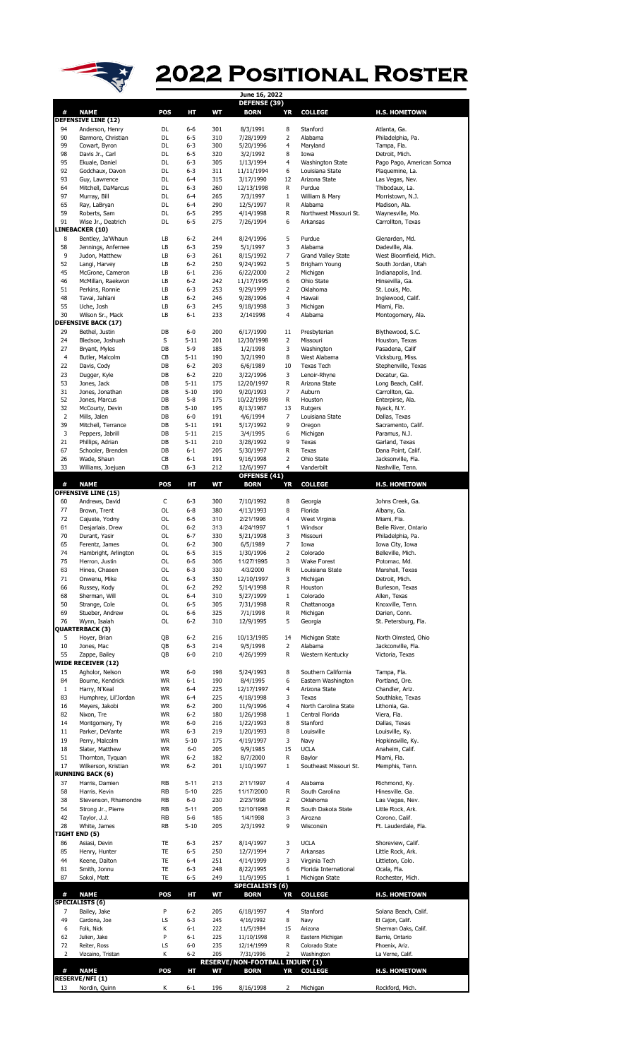# 2022 Positional Roster

June 16, 2022

## DEFENSE (39)

| # | NAME | POS | HT | WT | BORN | YR | COLLEGE | H.S. HOMETOWN |
|---|---|---|---|---|---|---|---|---|
| **DEFENSIVE LINE (12)** | | | | | | | | |
| 94 | Anderson, Henry | DL | 6-6 | 301 | 8/3/1991 | 8 | Stanford | Atlanta, Ga. |
| 90 | Barmore, Christian | DL | 6-5 | 310 | 7/28/1999 | 2 | Alabama | Philadelphia, Pa. |
| 99 | Cowart, Byron | DL | 6-3 | 300 | 5/20/1996 | 4 | Maryland | Tampa, Fla. |
| 98 | Davis Jr., Carl | DL | 6-5 | 320 | 3/2/1992 | 8 | Iowa | Detroit, Mich. |
| 95 | Ekuale, Daniel | DL | 6-3 | 305 | 1/13/1994 | 4 | Washington State | Pago Pago, American Somoa |
| 92 | Godchaux, Davon | DL | 6-3 | 311 | 11/11/1994 | 6 | Louisiana State | Plaquemine, La. |
| 93 | Guy, Lawrence | DL | 6-4 | 315 | 3/17/1990 | 12 | Arizona State | Las Vegas, Nev. |
| 64 | Mitchell, DaMarcus | DL | 6-3 | 260 | 12/13/1998 | R | Purdue | Thibodaux, La. |
| 97 | Murray, Bill | DL | 6-4 | 265 | 7/3/1997 | 1 | William & Mary | Morristown, N.J. |
| 65 | Ray, LaBryan | DL | 6-4 | 290 | 12/5/1997 | R | Alabama | Madison, Ala. |
| 59 | Roberts, Sam | DL | 6-5 | 295 | 4/14/1998 | R | Northwest Missouri St. | Waynesville, Mo. |
| 91 | Wise Jr., Deatrich | DL | 6-5 | 275 | 7/26/1994 | 6 | Arkansas | Carrollton, Texas |
| **LINEBACKER (10)** | | | | | | | | |
| 8 | Bentley, Ja'Whaun | LB | 6-2 | 244 | 8/24/1996 | 5 | Purdue | Glenarden, Md. |
| 58 | Jennings, Anfernee | LB | 6-3 | 259 | 5/1/1997 | 3 | Alabama | Dadeville, Ala. |
| 9 | Judon, Matthew | LB | 6-3 | 261 | 8/15/1992 | 7 | Grand Valley State | West Bloomfield, Mich. |
| 52 | Langi, Harvey | LB | 6-2 | 250 | 9/24/1992 | 5 | Brigham Young | South Jordan, Utah |
| 45 | McGrone, Cameron | LB | 6-1 | 236 | 6/22/2000 | 2 | Michigan | Indianapolis, Ind. |
| 46 | McMillan, Raekwon | LB | 6-2 | 242 | 11/17/1995 | 6 | Ohio State | Hinesvilla, Ga. |
| 51 | Perkins, Ronnie | LB | 6-3 | 253 | 9/29/1999 | 2 | Oklahoma | St. Louis, Mo. |
| 48 | Tavai, Jahlani | LB | 6-2 | 246 | 9/28/1996 | 4 | Hawaii | Inglewood, Calif. |
| 55 | Uche, Josh | LB | 6-3 | 245 | 9/18/1998 | 3 | Michigan | Miami, Fla. |
| 30 | Wilson Sr., Mack | LB | 6-1 | 233 | 2/141998 | 4 | Alabama | Montogomery, Ala. |
| **DEFENSIVE BACK (17)** | | | | | | | | |
| 29 | Bethel, Justin | DB | 6-0 | 200 | 6/17/1990 | 11 | Presbyterian | Blythewood, S.C. |
| 24 | Bledsoe, Joshuah | S | 5-11 | 201 | 12/30/1998 | 2 | Missouri | Houston, Texas |
| 27 | Bryant, Myles | DB | 5-9 | 185 | 1/2/1998 | 3 | Washington | Pasadena, Calif |
| 4 | Butler, Malcolm | CB | 5-11 | 190 | 3/2/1990 | 8 | West Alabama | Vicksburg, Miss. |
| 22 | Davis, Cody | DB | 6-2 | 203 | 6/6/1989 | 10 | Texas Tech | Stephenville, Texas |
| 23 | Dugger, Kyle | DB | 6-2 | 220 | 3/22/1996 | 3 | Lenoir-Rhyne | Decatur, Ga. |
| 53 | Jones, Jack | DB | 5-11 | 175 | 12/20/1997 | R | Arizona State | Long Beach, Calif. |
| 31 | Jones, Jonathan | DB | 5-10 | 190 | 9/20/1993 | 7 | Auburn | Carrollton, Ga. |
| 52 | Jones, Marcus | DB | 5-8 | 175 | 10/22/1998 | R | Houston | Enterpirse, Ala. |
| 32 | McCourty, Devin | DB | 5-10 | 195 | 8/13/1987 | 13 | Rutgers | Nyack, N.Y. |
| 2 | Mills, Jalen | DB | 6-0 | 191 | 4/6/1994 | 7 | Louisiana State | Dallas, Texas |
| 39 | Mitchell, Terrance | DB | 5-11 | 191 | 5/17/1992 | 9 | Oregon | Sacramento, Calif. |
| 3 | Peppers, Jabrill | DB | 5-11 | 215 | 3/4/1995 | 6 | Michigan | Paramus, N.J. |
| 21 | Phillips, Adrian | DB | 5-11 | 210 | 3/28/1992 | 9 | Texas | Garland, Texas |
| 67 | Schooler, Brenden | DB | 6-1 | 205 | 5/30/1997 | R | Texas | Dana Point, Calif. |
| 26 | Wade, Shaun | CB | 6-1 | 191 | 9/16/1998 | 2 | Ohio State | Jacksonville, Fla. |
| 33 | Williams, Joejuan | CB | 6-3 | 212 | 12/6/1997 | 4 | Vanderbilt | Nashville, Tenn. |

## OFFENSE (41)

| # | NAME | POS | HT | WT | BORN | YR | COLLEGE | H.S. HOMETOWN |
|---|---|---|---|---|---|---|---|---|
| **OFFENSIVE LINE (15)** | | | | | | | | |
| 60 | Andrews, David | C | 6-3 | 300 | 7/10/1992 | 8 | Georgia | Johns Creek, Ga. |
| 77 | Brown, Trent | OL | 6-8 | 380 | 4/13/1993 | 8 | Florida | Albany, Ga. |
| 72 | Cajuste, Yodny | OL | 6-5 | 310 | 2/21/1996 | 4 | West Virginia | Miami, Fla. |
| 61 | Desjarlais, Drew | OL | 6-2 | 313 | 4/24/1997 | 1 | Windsor | Belle River, Ontario |
| 70 | Durant, Yasir | OL | 6-7 | 330 | 5/21/1998 | 3 | Missouri | Philadelphia, Pa. |
| 65 | Ferentz, James | OL | 6-2 | 300 | 6/5/1989 | 7 | Iowa | Iowa City, Iowa |
| 74 | Hambright, Arlington | OL | 6-5 | 315 | 1/30/1996 | 2 | Colorado | Belleville, Mich. |
| 75 | Herron, Justin | OL | 6-5 | 305 | 11/27/1995 | 3 | Wake Forest | Potomac, Md. |
| 63 | Hines, Chasen | OL | 6-3 | 330 | 4/3/2000 | R | Louisiana State | Marshall, Texas |
| 71 | Onwenu, Mike | OL | 6-3 | 350 | 12/10/1997 | 3 | Michigan | Detroit, Mich. |
| 66 | Russey, Kody | OL | 6-2 | 292 | 5/14/1998 | R | Houston | Burleson, Texas |
| 68 | Sherman, Will | OL | 6-4 | 310 | 5/27/1999 | 1 | Colorado | Allen, Texas |
| 50 | Strange, Cole | OL | 6-5 | 305 | 7/31/1998 | R | Chattanooga | Knoxville, Tenn. |
| 69 | Stueber, Andrew | OL | 6-6 | 325 | 7/1/1998 | R | Michigan | Darien, Conn. |
| 76 | Wynn, Isaiah | OL | 6-2 | 310 | 12/9/1995 | 5 | Georgia | St. Petersburg, Fla. |
| **QUARTERBACK (3)** | | | | | | | | |
| 5 | Hoyer, Brian | QB | 6-2 | 216 | 10/13/1985 | 14 | Michigan State | North Olmsted, Ohio |
| 10 | Jones, Mac | QB | 6-3 | 214 | 9/5/1998 | 2 | Alabama | Jackconville, Fla. |
| 55 | Zappe, Bailey | QB | 6-0 | 210 | 4/26/1999 | R | Western Kentucky | Victoria, Texas |
| **WIDE RECEIVER (12)** | | | | | | | | |
| 15 | Agholor, Nelson | WR | 6-0 | 198 | 5/24/1993 | 8 | Southern California | Tampa, Fla. |
| 84 | Bourne, Kendrick | WR | 6-1 | 190 | 8/4/1995 | 6 | Eastern Washington | Portland, Ore. |
| 1 | Harry, N'Keal | WR | 6-4 | 225 | 12/17/1997 | 4 | Arizona State | Chandler, Ariz. |
| 83 | Humphrey, Lil'Jordan | WR | 6-4 | 225 | 4/18/1998 | 3 | Texas | Southlake, Texas |
| 16 | Meyers, Jakobi | WR | 6-2 | 200 | 11/9/1996 | 4 | North Carolina State | Lithonia, Ga. |
| 82 | Nixon, Tre | WR | 6-2 | 180 | 1/26/1998 | 1 | Central Florida | Viera, Fla. |
| 14 | Montgomery, Ty | WR | 6-0 | 216 | 1/22/1993 | 8 | Stanford | Dallas, Texas |
| 11 | Parker, DeVante | WR | 6-3 | 219 | 1/20/1993 | 8 | Louisville | Louisville, Ky. |
| 19 | Perry, Malcolm | WR | 5-10 | 175 | 4/19/1997 | 3 | Navy | Hopkinsville, Ky. |
| 18 | Slater, Matthew | WR | 6-0 | 205 | 9/9/1985 | 15 | UCLA | Anaheim, Calif. |
| 51 | Thornton, Tyquan | WR | 6-2 | 182 | 8/7/2000 | R | Baylor | Miami, Fla. |
| 17 | Wilkerson, Kristian | WR | 6-2 | 201 | 1/10/1997 | 1 | Southeast Missouri St. | Memphis, Tenn. |
| **RUNNING BACK (6)** | | | | | | | | |
| 37 | Harris, Damien | RB | 5-11 | 213 | 2/11/1997 | 4 | Alabama | Richmond, Ky. |
| 58 | Harris, Kevin | RB | 5-10 | 225 | 11/17/2000 | R | South Carolina | Hinesville, Ga. |
| 38 | Stevenson, Rhamondre | RB | 6-0 | 230 | 2/23/1998 | 2 | Oklahoma | Las Vegas, Nev. |
| 54 | Strong Jr., Pierre | RB | 5-11 | 205 | 12/10/1998 | R | South Dakota State | Little Rock, Ark. |
| 42 | Taylor, J.J. | RB | 5-6 | 185 | 1/4/1998 | 3 | Airozna | Corono, Calif. |
| 28 | White, James | RB | 5-10 | 205 | 2/3/1992 | 9 | Wisconsin | Ft. Lauderdale, Fla. |
| **TIGHT END (5)** | | | | | | | | |
| 86 | Asiasi, Devin | TE | 6-3 | 257 | 8/14/1997 | 3 | UCLA | Shoreview, Calif. |
| 85 | Henry, Hunter | TE | 6-5 | 250 | 12/7/1994 | 7 | Arkansas | Little Rock, Ark. |
| 44 | Keene, Dalton | TE | 6-4 | 251 | 4/14/1999 | 3 | Virginia Tech | Littleton, Colo. |
| 81 | Smith, Jonnu | TE | 6-3 | 248 | 8/22/1995 | 6 | Florida International | Ocala, Fla. |
| 87 | Sokol, Matt | TE | 6-5 | 249 | 11/9/1995 | 1 | Michigan State | Rochester, Mich. |

## SPECIALISTS (6)

| # | NAME | POS | HT | WT | BORN | YR | COLLEGE | H.S. HOMETOWN |
|---|---|---|---|---|---|---|---|---|
| **SPECIALISTS (6)** | | | | | | | | |
| 7 | Bailey, Jake | P | 6-2 | 205 | 6/18/1997 | 4 | Stanford | Solana Beach, Calif. |
| 49 | Cardona, Joe | LS | 6-3 | 245 | 4/16/1992 | 8 | Navy | El Cajon, Calif. |
| 6 | Folk, Nick | K | 6-1 | 222 | 11/5/1984 | 15 | Arizona | Sherman Oaks, Calif. |
| 62 | Julien, Jake | P | 6-1 | 225 | 11/10/1998 | R | Eastern Michigan | Barrie, Ontario |
| 72 | Reiter, Ross | LS | 6-0 | 235 | 12/14/1999 | R | Colorado State | Phoenix, Ariz. |
| 2 | Vizcaino, Tristan | K | 6-2 | 205 | 7/31/1996 | 2 | Washington | La Verne, Calif. |

## RESERVE/NON-FOOTBALL INJURY (1)

| # | NAME | POS | HT | WT | BORN | YR | COLLEGE | H.S. HOMETOWN |
|---|---|---|---|---|---|---|---|---|
| **RESERVE/NFI (1)** | | | | | | | | |
| 13 | Nordin, Quinn | K | 6-1 | 196 | 8/16/1998 | 2 | Michigan | Rockford, Mich. |